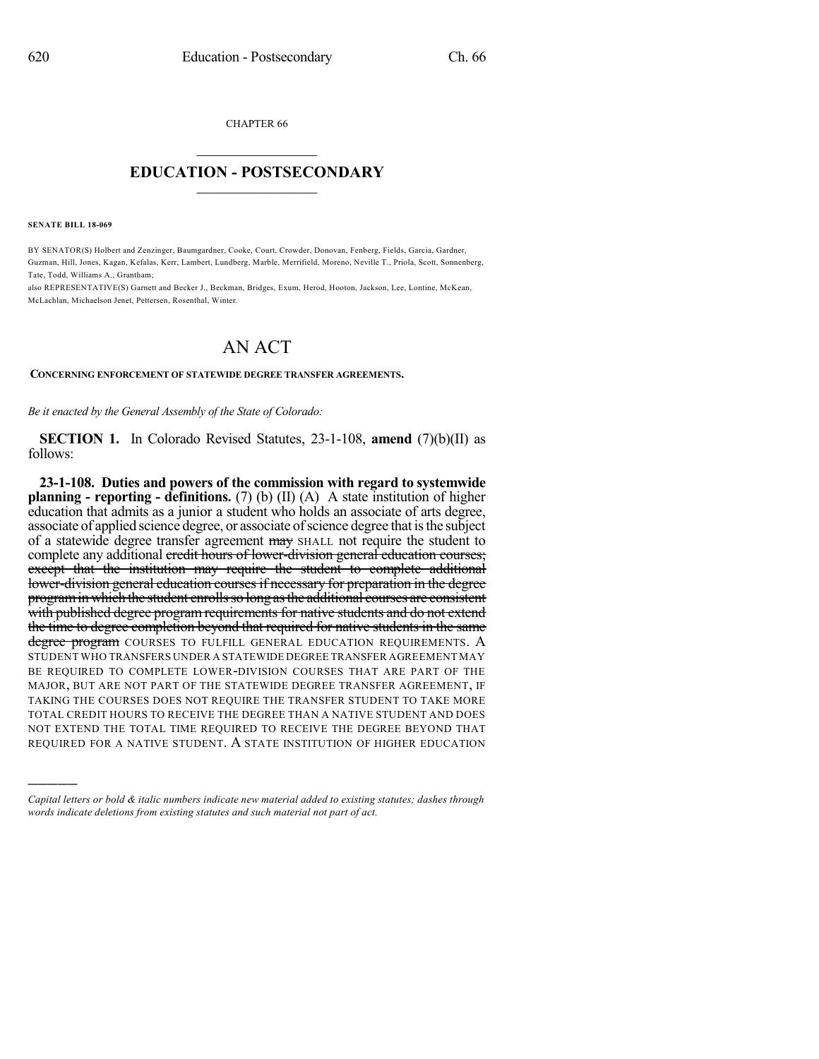CHAPTER 66

## EDUCATION - POSTSECONDARY

**SENATE BILL 18-069**

BY SENATOR(S) Holbert and Zenzinger, Baumgardner, Cooke, Court, Crowder, Donovan, Fenberg, Fields, Garcia, Gardner, Guzman, Hill, Jones, Kagan, Kefalas, Kerr, Lambert, Lundberg, Marble, Merrifield, Moreno, Neville T., Priola, Scott, Sonnenberg, Tate, Todd, Williams A., Grantham;
also REPRESENTATIVE(S) Garnett and Becker J., Beckman, Bridges, Exum, Herod, Hooton, Jackson, Lee, Lontine, McKean, McLachlan, Michaelson Jenet, Pettersen, Rosenthal, Winter.

# AN ACT

**CONCERNING ENFORCEMENT OF STATEWIDE DEGREE TRANSFER AGREEMENTS.**

*Be it enacted by the General Assembly of the State of Colorado:*

**SECTION 1.** In Colorado Revised Statutes, 23-1-108, **amend** (7)(b)(II) as follows:

**23-1-108. Duties and powers of the commission with regard to systemwide planning - reporting - definitions.** (7) (b) (II) (A) A state institution of higher education that admits as a junior a student who holds an associate of arts degree, associate of applied science degree, or associate of science degree that is the subject of a statewide degree transfer agreement ~~may~~ SHALL not require the student to complete any additional ~~credit hours of lower-division general education courses; except that the institution may require the student to complete additional lower-division general education courses if necessary for preparation in the degree program in which the student enrolls so long as the additional courses are consistent with published degree program requirements for native students and do not extend the time to degree completion beyond that required for native students in the same degree program~~ COURSES TO FULFILL GENERAL EDUCATION REQUIREMENTS. A STUDENT WHO TRANSFERS UNDER A STATEWIDE DEGREE TRANSFER AGREEMENT MAY BE REQUIRED TO COMPLETE LOWER-DIVISION COURSES THAT ARE PART OF THE MAJOR, BUT ARE NOT PART OF THE STATEWIDE DEGREE TRANSFER AGREEMENT, IF TAKING THE COURSES DOES NOT REQUIRE THE TRANSFER STUDENT TO TAKE MORE TOTAL CREDIT HOURS TO RECEIVE THE DEGREE THAN A NATIVE STUDENT AND DOES NOT EXTEND THE TOTAL TIME REQUIRED TO RECEIVE THE DEGREE BEYOND THAT REQUIRED FOR A NATIVE STUDENT. A STATE INSTITUTION OF HIGHER EDUCATION

---

*Capital letters or bold & italic numbers indicate new material added to existing statutes; dashes through words indicate deletions from existing statutes and such material not part of act.*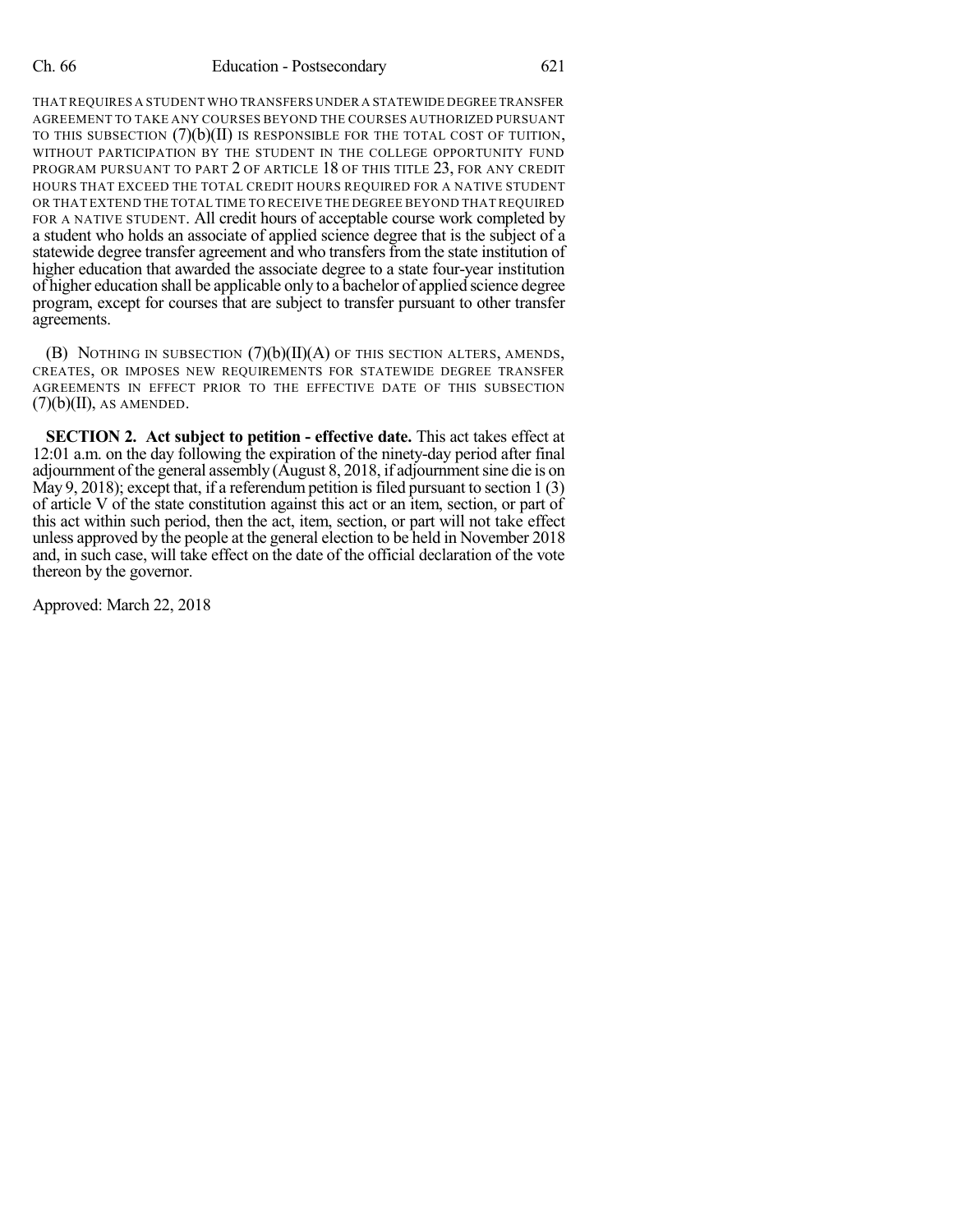THAT REQUIRES A STUDENT WHO TRANSFERS UNDER A STATEWIDE DEGREE TRANSFER AGREEMENT TO TAKE ANY COURSES BEYOND THE COURSES AUTHORIZED PURSUANT TO THIS SUBSECTION (7)(b)(II) IS RESPONSIBLE FOR THE TOTAL COST OF TUITION, WITHOUT PARTICIPATION BY THE STUDENT IN THE COLLEGE OPPORTUNITY FUND PROGRAM PURSUANT TO PART 2 OF ARTICLE 18 OF THIS TITLE 23, FOR ANY CREDIT HOURS THAT EXCEED THE TOTAL CREDIT HOURS REQUIRED FOR A NATIVE STUDENT OR THAT EXTEND THE TOTAL TIME TO RECEIVE THE DEGREE BEYOND THAT REQUIRED FOR A NATIVE STUDENT. All credit hours of acceptable course work completed by a student who holds an associate of applied science degree that is the subject of a statewide degree transfer agreement and who transfers from the state institution of higher education that awarded the associate degree to a state four-year institution of higher education shall be applicable only to a bachelor of applied science degree program, except for courses that are subject to transfer pursuant to other transfer agreements.

(B) NOTHING IN SUBSECTION (7)(b)(II)(A) OF THIS SECTION ALTERS, AMENDS, CREATES, OR IMPOSES NEW REQUIREMENTS FOR STATEWIDE DEGREE TRANSFER AGREEMENTS IN EFFECT PRIOR TO THE EFFECTIVE DATE OF THIS SUBSECTION (7)(b)(II), AS AMENDED.

**SECTION 2. Act subject to petition - effective date.** This act takes effect at 12:01 a.m. on the day following the expiration of the ninety-day period after final adjournment of the general assembly (August 8, 2018, if adjournment sine die is on May 9, 2018); except that, if a referendum petition is filed pursuant to section 1 (3) of article V of the state constitution against this act or an item, section, or part of this act within such period, then the act, item, section, or part will not take effect unless approved by the people at the general election to be held in November 2018 and, in such case, will take effect on the date of the official declaration of the vote thereon by the governor.

Approved: March 22, 2018